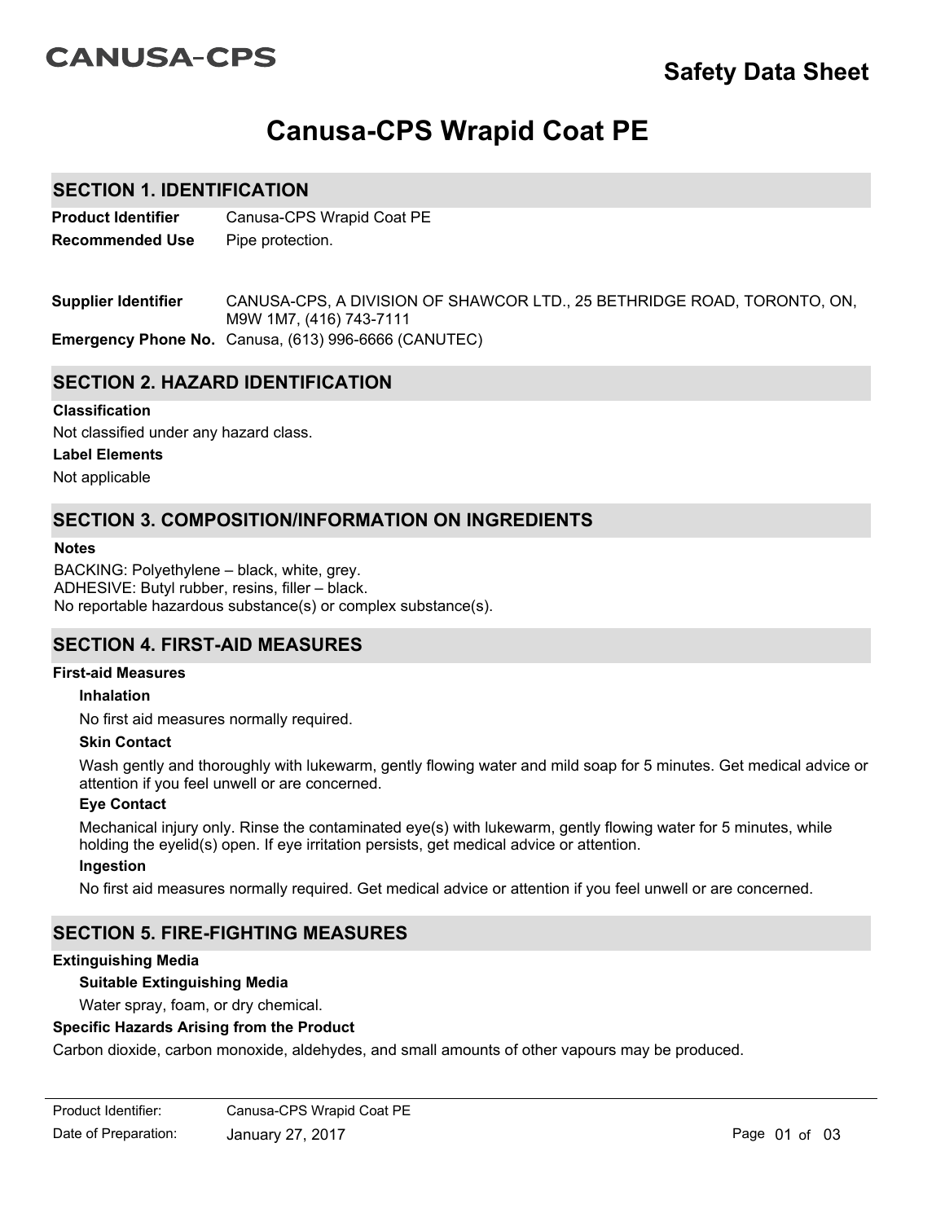CANUSA-CPS

# Safety Data Sheet

# Canusa-CPS Wrapid Coat PE

## SECTION 1. IDENTIFICATION

**Product Identifier** Canusa-CPS Wrapid Coat PE

**Recommended Use** Pipe protection.

**Supplier Identifier** CANUSA-CPS, A DIVISION OF SHAWCOR LTD., 25 BETHRIDGE ROAD, TORONTO, ON, M9W 1M7, (416) 743-7111

**Emergency Phone No.** Canusa, (613) 996-6666 (CANUTEC)

## SECTION 2. HAZARD IDENTIFICATION

**Classification**

Not classified under any hazard class.

**Label Elements**

Not applicable

## SECTION 3. COMPOSITION/INFORMATION ON INGREDIENTS

**Notes**

BACKING: Polyethylene – black, white, grey.
ADHESIVE: Butyl rubber, resins, filler – black.
No reportable hazardous substance(s) or complex substance(s).

## SECTION 4. FIRST-AID MEASURES

**First-aid Measures**

**Inhalation**

No first aid measures normally required.

**Skin Contact**

Wash gently and thoroughly with lukewarm, gently flowing water and mild soap for 5 minutes. Get medical advice or attention if you feel unwell or are concerned.

**Eye Contact**

Mechanical injury only. Rinse the contaminated eye(s) with lukewarm, gently flowing water for 5 minutes, while holding the eyelid(s) open. If eye irritation persists, get medical advice or attention.

**Ingestion**

No first aid measures normally required. Get medical advice or attention if you feel unwell or are concerned.

## SECTION 5. FIRE-FIGHTING MEASURES

**Extinguishing Media**

**Suitable Extinguishing Media**

Water spray, foam, or dry chemical.

**Specific Hazards Arising from the Product**

Carbon dioxide, carbon monoxide, aldehydes, and small amounts of other vapours may be produced.

Product Identifier: Canusa-CPS Wrapid Coat PE

Date of Preparation: January 27, 2017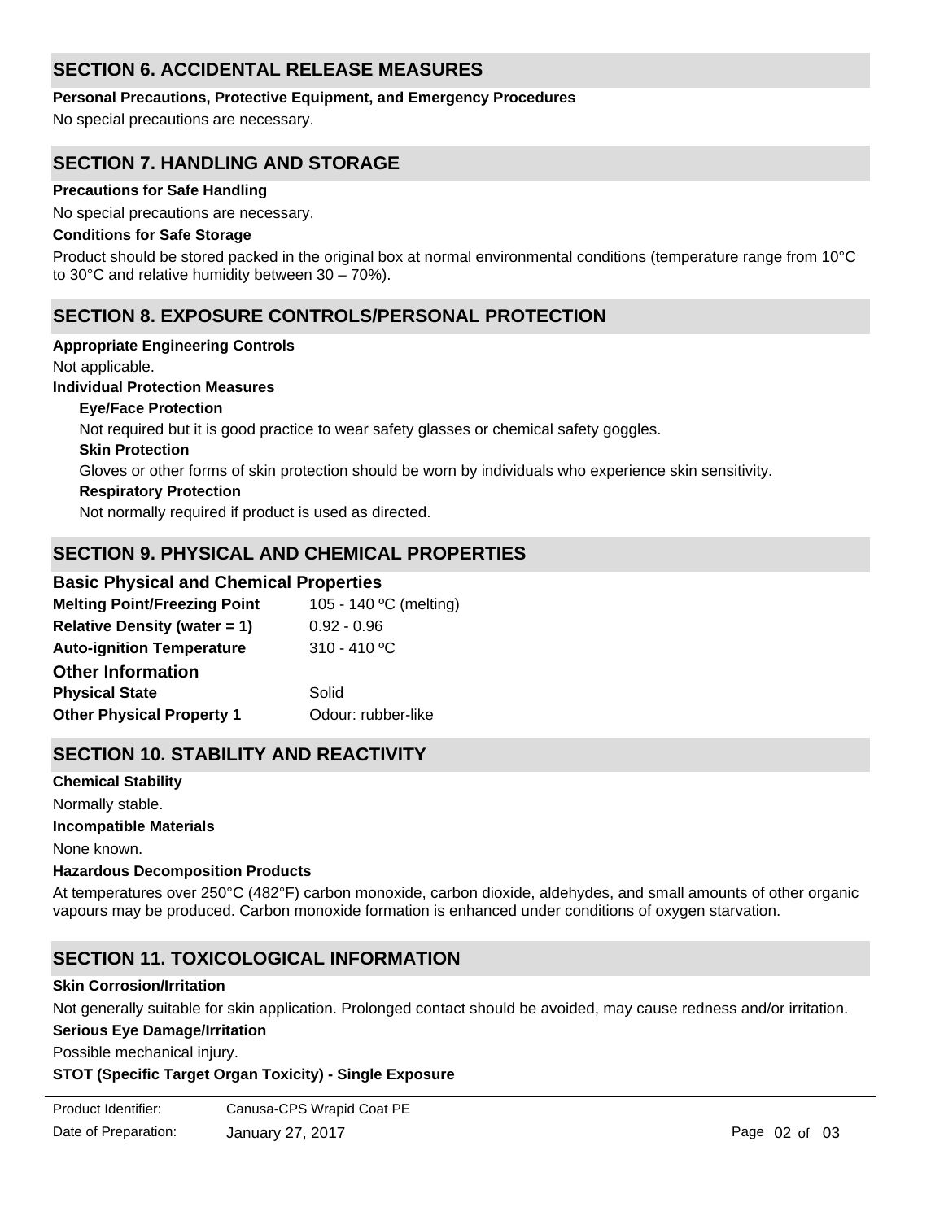## SECTION 6. ACCIDENTAL RELEASE MEASURES

**Personal Precautions, Protective Equipment, and Emergency Procedures**

No special precautions are necessary.

## SECTION 7. HANDLING AND STORAGE

**Precautions for Safe Handling**

No special precautions are necessary.

**Conditions for Safe Storage**

Product should be stored packed in the original box at normal environmental conditions (temperature range from 10°C to 30°C and relative humidity between 30 – 70%).

## SECTION 8. EXPOSURE CONTROLS/PERSONAL PROTECTION

**Appropriate Engineering Controls**

Not applicable.

**Individual Protection Measures**

**Eye/Face Protection**

Not required but it is good practice to wear safety glasses or chemical safety goggles.

**Skin Protection**

Gloves or other forms of skin protection should be worn by individuals who experience skin sensitivity.

**Respiratory Protection**

Not normally required if product is used as directed.

## SECTION 9. PHYSICAL AND CHEMICAL PROPERTIES

### Basic Physical and Chemical Properties

| | |
|---|---|
| **Melting Point/Freezing Point** | 105 - 140 ºC (melting) |
| **Relative Density (water = 1)** | 0.92 - 0.96 |
| **Auto-ignition Temperature** | 310 - 410 ºC |

### Other Information

| | |
|---|---|
| **Physical State** | Solid |
| **Other Physical Property 1** | Odour: rubber-like |

## SECTION 10. STABILITY AND REACTIVITY

**Chemical Stability**

Normally stable.

**Incompatible Materials**

None known.

**Hazardous Decomposition Products**

At temperatures over 250°C (482°F) carbon monoxide, carbon dioxide, aldehydes, and small amounts of other organic vapours may be produced. Carbon monoxide formation is enhanced under conditions of oxygen starvation.

## SECTION 11. TOXICOLOGICAL INFORMATION

**Skin Corrosion/Irritation**

Not generally suitable for skin application. Prolonged contact should be avoided, may cause redness and/or irritation.

**Serious Eye Damage/Irritation**

Possible mechanical injury.

**STOT (Specific Target Organ Toxicity) - Single Exposure**

Product Identifier: Canusa-CPS Wrapid Coat PE

Date of Preparation: January 27, 2017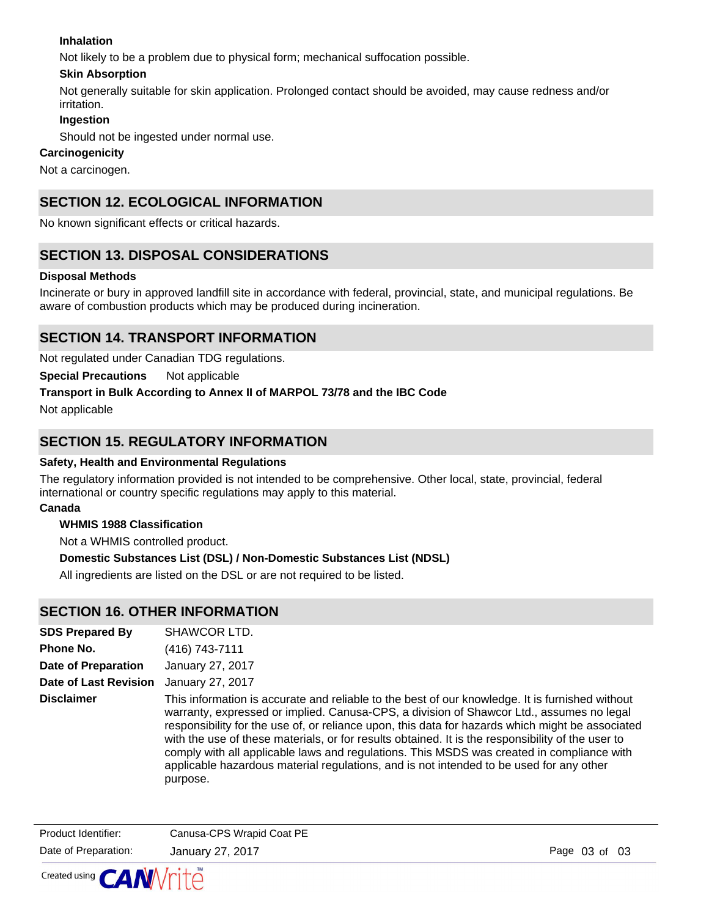#### Inhalation

Not likely to be a problem due to physical form; mechanical suffocation possible.

#### Skin Absorption

Not generally suitable for skin application. Prolonged contact should be avoided, may cause redness and/or irritation.

#### Ingestion

Should not be ingested under normal use.

### Carcinogenicity

Not a carcinogen.

## SECTION 12. ECOLOGICAL INFORMATION

No known significant effects or critical hazards.

## SECTION 13. DISPOSAL CONSIDERATIONS

### Disposal Methods

Incinerate or bury in approved landfill site in accordance with federal, provincial, state, and municipal regulations. Be aware of combustion products which may be produced during incineration.

## SECTION 14. TRANSPORT INFORMATION

Not regulated under Canadian TDG regulations.

**Special Precautions** Not applicable

### Transport in Bulk According to Annex II of MARPOL 73/78 and the IBC Code

Not applicable

## SECTION 15. REGULATORY INFORMATION

### Safety, Health and Environmental Regulations

The regulatory information provided is not intended to be comprehensive. Other local, state, provincial, federal international or country specific regulations may apply to this material.

### Canada

#### WHMIS 1988 Classification

Not a WHMIS controlled product.

#### Domestic Substances List (DSL) / Non-Domestic Substances List (NDSL)

All ingredients are listed on the DSL or are not required to be listed.

## SECTION 16. OTHER INFORMATION

| | |
|---|---|
| **SDS Prepared By** | SHAWCOR LTD. |
| **Phone No.** | (416) 743-7111 |
| **Date of Preparation** | January 27, 2017 |
| **Date of Last Revision** | January 27, 2017 |
| **Disclaimer** | This information is accurate and reliable to the best of our knowledge. It is furnished without warranty, expressed or implied. Canusa-CPS, a division of Shawcor Ltd., assumes no legal responsibility for the use of, or reliance upon, this data for hazards which might be associated with the use of these materials, or for results obtained. It is the responsibility of the user to comply with all applicable laws and regulations. This MSDS was created in compliance with applicable hazardous material regulations, and is not intended to be used for any other purpose. |